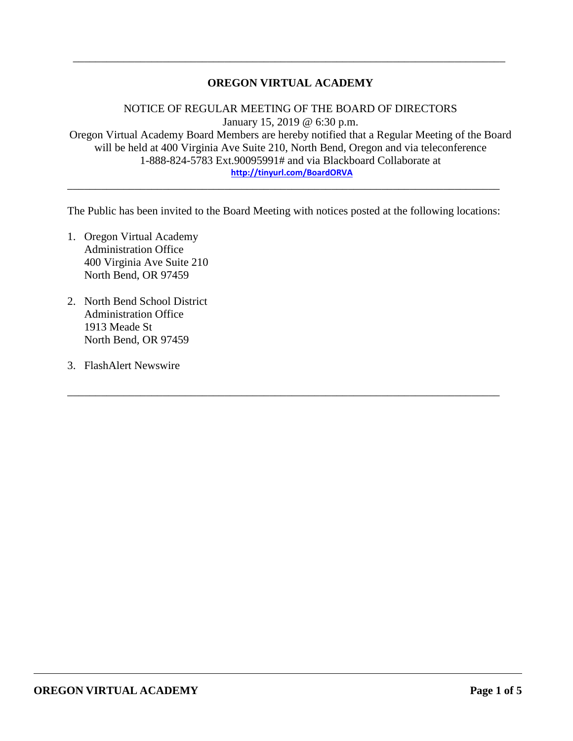---

# OREGON VIRTUAL ACADEMY

NOTICE OF REGULAR MEETING OF THE BOARD OF DIRECTORS
January 15, 2019 @ 6:30 p.m.
Oregon Virtual Academy Board Members are hereby notified that a Regular Meeting of the Board will be held at 400 Virginia Ave Suite 210, North Bend, Oregon and via teleconference 1-888-824-5783 Ext.90095991# and via Blackboard Collaborate at
http://tinyurl.com/BoardORVA

---

The Public has been invited to the Board Meeting with notices posted at the following locations:

1. Oregon Virtual Academy
   Administration Office
   400 Virginia Ave Suite 210
   North Bend, OR 97459

2. North Bend School District
   Administration Office
   1913 Meade St
   North Bend, OR 97459

3. FlashAlert Newswire

---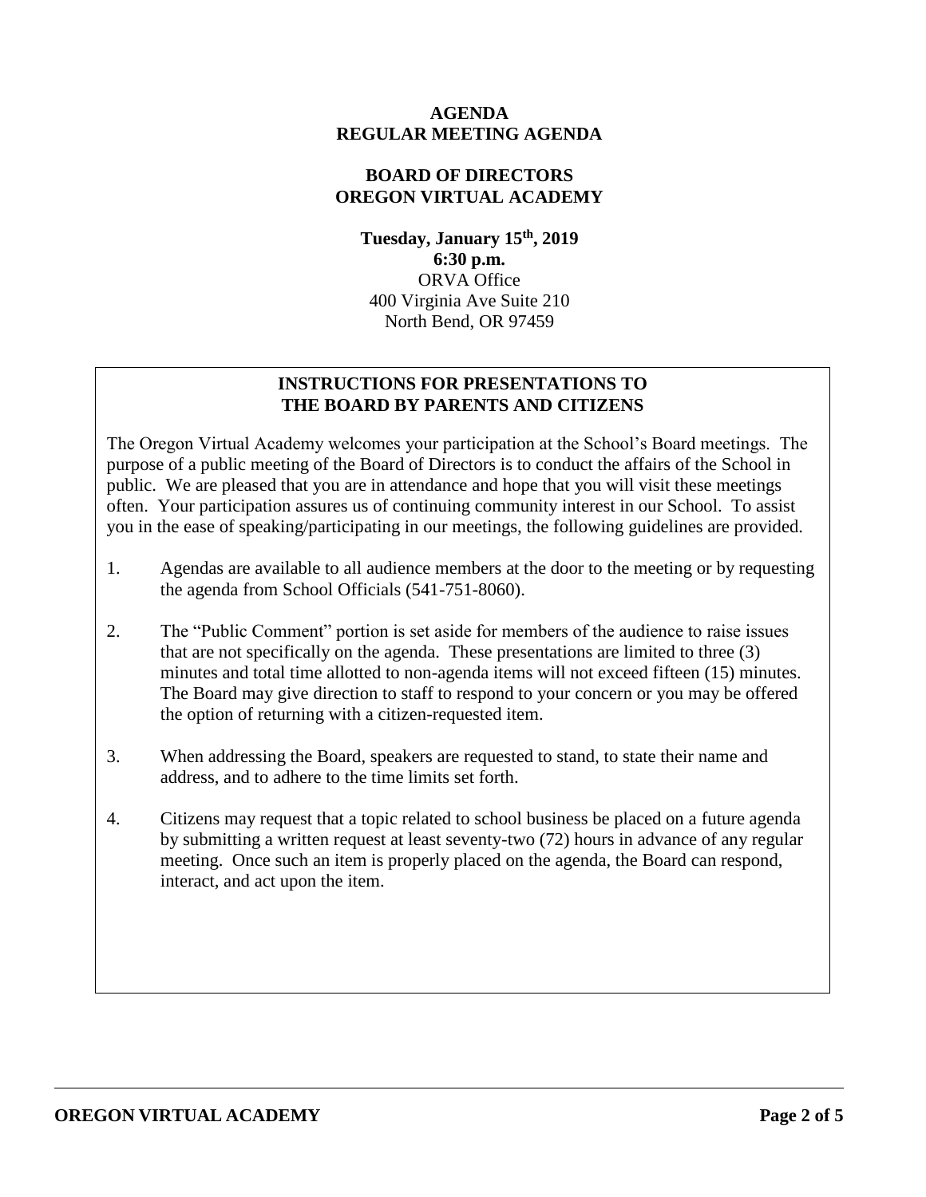**AGENDA**
**REGULAR MEETING AGENDA**

**BOARD OF DIRECTORS**
**OREGON VIRTUAL ACADEMY**

**Tuesday, January 15th, 2019**
**6:30 p.m.**
ORVA Office
400 Virginia Ave Suite 210
North Bend, OR 97459

## INSTRUCTIONS FOR PRESENTATIONS TO THE BOARD BY PARENTS AND CITIZENS

The Oregon Virtual Academy welcomes your participation at the School's Board meetings. The purpose of a public meeting of the Board of Directors is to conduct the affairs of the School in public. We are pleased that you are in attendance and hope that you will visit these meetings often. Your participation assures us of continuing community interest in our School. To assist you in the ease of speaking/participating in our meetings, the following guidelines are provided.

1. Agendas are available to all audience members at the door to the meeting or by requesting the agenda from School Officials (541-751-8060).

2. The "Public Comment" portion is set aside for members of the audience to raise issues that are not specifically on the agenda. These presentations are limited to three (3) minutes and total time allotted to non-agenda items will not exceed fifteen (15) minutes. The Board may give direction to staff to respond to your concern or you may be offered the option of returning with a citizen-requested item.

3. When addressing the Board, speakers are requested to stand, to state their name and address, and to adhere to the time limits set forth.

4. Citizens may request that a topic related to school business be placed on a future agenda by submitting a written request at least seventy-two (72) hours in advance of any regular meeting. Once such an item is properly placed on the agenda, the Board can respond, interact, and act upon the item.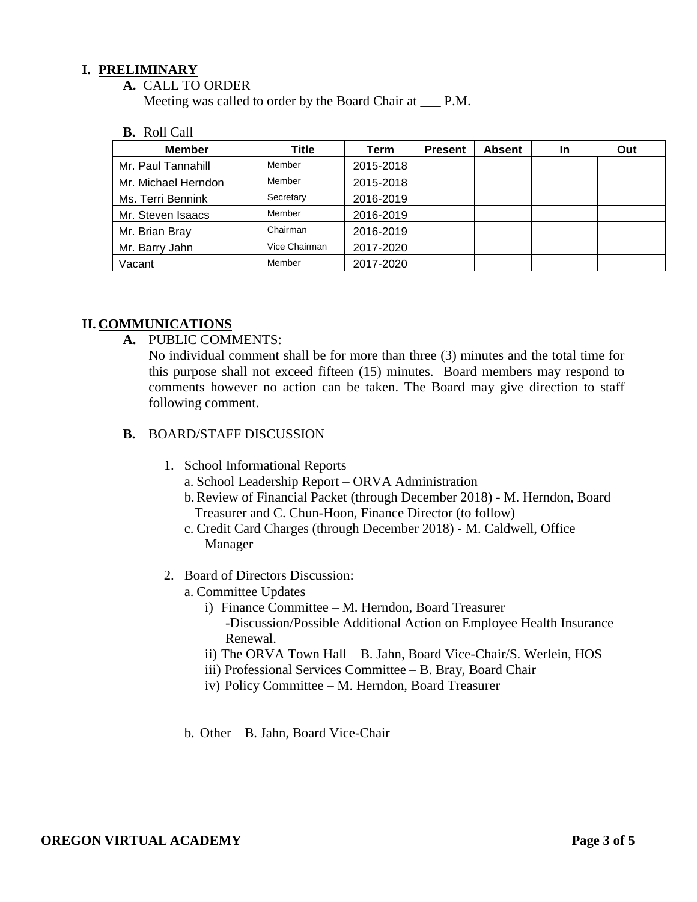## I. PRELIMINARY

**A.** CALL TO ORDER

Meeting was called to order by the Board Chair at ___ P.M.

**B.** Roll Call

| Member | Title | Term | Present | Absent | In | Out |
|---|---|---|---|---|---|---|
| Mr. Paul Tannahill | Member | 2015-2018 | | | | |
| Mr. Michael Herndon | Member | 2015-2018 | | | | |
| Ms. Terri Bennink | Secretary | 2016-2019 | | | | |
| Mr. Steven Isaacs | Member | 2016-2019 | | | | |
| Mr. Brian Bray | Chairman | 2016-2019 | | | | |
| Mr. Barry Jahn | Vice Chairman | 2017-2020 | | | | |
| Vacant | Member | 2017-2020 | | | | |

## II. COMMUNICATIONS

**A.** PUBLIC COMMENTS:

No individual comment shall be for more than three (3) minutes and the total time for this purpose shall not exceed fifteen (15) minutes. Board members may respond to comments however no action can be taken. The Board may give direction to staff following comment.

**B.** BOARD/STAFF DISCUSSION

1. School Informational Reports
   - a. School Leadership Report – ORVA Administration
   - b. Review of Financial Packet (through December 2018) - M. Herndon, Board Treasurer and C. Chun-Hoon, Finance Director (to follow)
   - c. Credit Card Charges (through December 2018) - M. Caldwell, Office Manager

2. Board of Directors Discussion:
   - a. Committee Updates
     - i) Finance Committee – M. Herndon, Board Treasurer
       - -Discussion/Possible Additional Action on Employee Health Insurance Renewal.
     - ii) The ORVA Town Hall – B. Jahn, Board Vice-Chair/S. Werlein, HOS
     - iii) Professional Services Committee – B. Bray, Board Chair
     - iv) Policy Committee – M. Herndon, Board Treasurer
   - b. Other – B. Jahn, Board Vice-Chair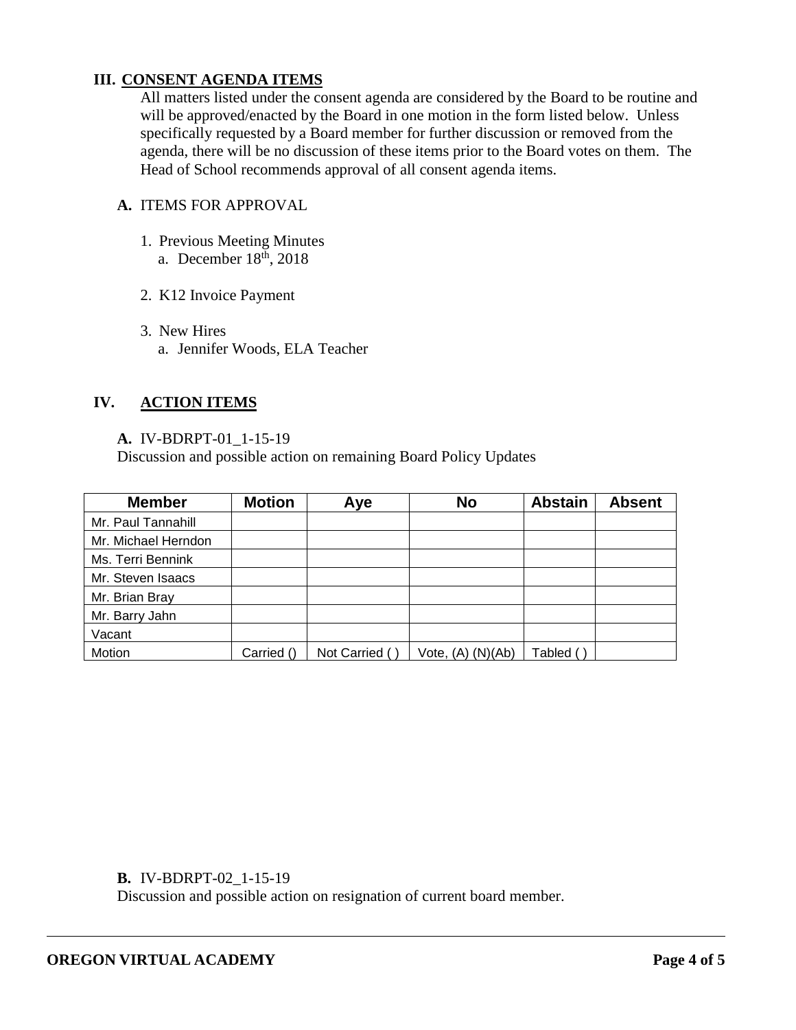## III. CONSENT AGENDA ITEMS

All matters listed under the consent agenda are considered by the Board to be routine and will be approved/enacted by the Board in one motion in the form listed below. Unless specifically requested by a Board member for further discussion or removed from the agenda, there will be no discussion of these items prior to the Board votes on them. The Head of School recommends approval of all consent agenda items.

**A.** ITEMS FOR APPROVAL

1. Previous Meeting Minutes
   a. December 18th, 2018

2. K12 Invoice Payment

3. New Hires
   a. Jennifer Woods, ELA Teacher

## IV. ACTION ITEMS

**A.** IV-BDRPT-01_1-15-19
Discussion and possible action on remaining Board Policy Updates

| Member | Motion | Aye | No | Abstain | Absent |
|---|---|---|---|---|---|
| Mr. Paul Tannahill | | | | | |
| Mr. Michael Herndon | | | | | |
| Ms. Terri Bennink | | | | | |
| Mr. Steven Isaacs | | | | | |
| Mr. Brian Bray | | | | | |
| Mr. Barry Jahn | | | | | |
| Vacant | | | | | |
| Motion | Carried () | Not Carried ( ) | Vote, (A) (N)(Ab) | Tabled ( ) | |

**B.** IV-BDRPT-02_1-15-19
Discussion and possible action on resignation of current board member.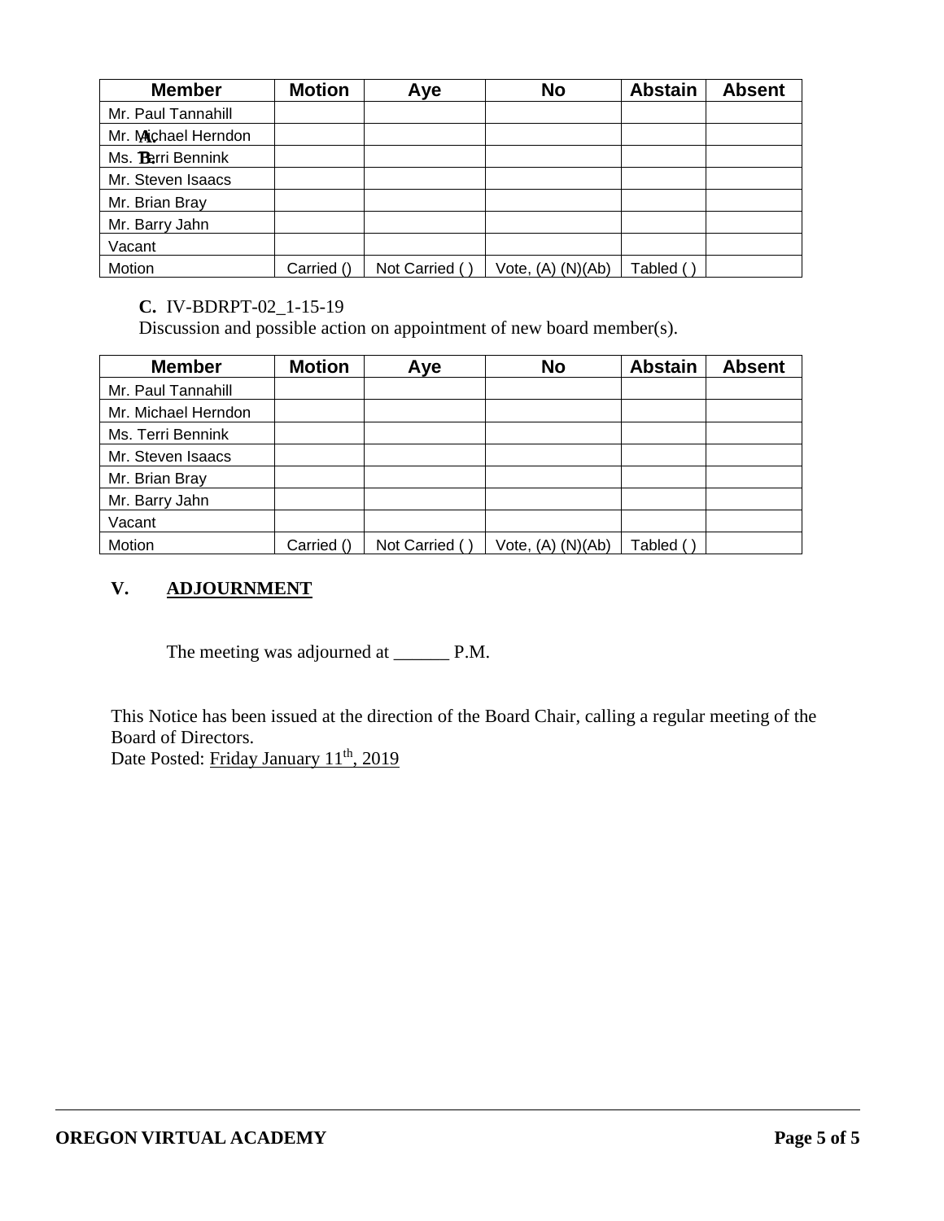| Member | Motion | Aye | No | Abstain | Absent |
| --- | --- | --- | --- | --- | --- |
| Mr. Paul Tannahill | | | | | |
| Mr. Michael Herndon | | | | | |
| Ms. Terri Bennink | | | | | |
| Mr. Steven Isaacs | | | | | |
| Mr. Brian Bray | | | | | |
| Mr. Barry Jahn | | | | | |
| Vacant | | | | | |
| Motion | Carried () | Not Carried ( ) | Vote, (A) (N)(Ab) | Tabled ( ) | |

**C.** IV-BDRPT-02_1-15-19
Discussion and possible action on appointment of new board member(s).

| Member | Motion | Aye | No | Abstain | Absent |
| --- | --- | --- | --- | --- | --- |
| Mr. Paul Tannahill | | | | | |
| Mr. Michael Herndon | | | | | |
| Ms. Terri Bennink | | | | | |
| Mr. Steven Isaacs | | | | | |
| Mr. Brian Bray | | | | | |
| Mr. Barry Jahn | | | | | |
| Vacant | | | | | |
| Motion | Carried () | Not Carried ( ) | Vote, (A) (N)(Ab) | Tabled ( ) | |

## V. ADJOURNMENT

The meeting was adjourned at ______ P.M.

This Notice has been issued at the direction of the Board Chair, calling a regular meeting of the Board of Directors.
Date Posted: Friday January 11th, 2019